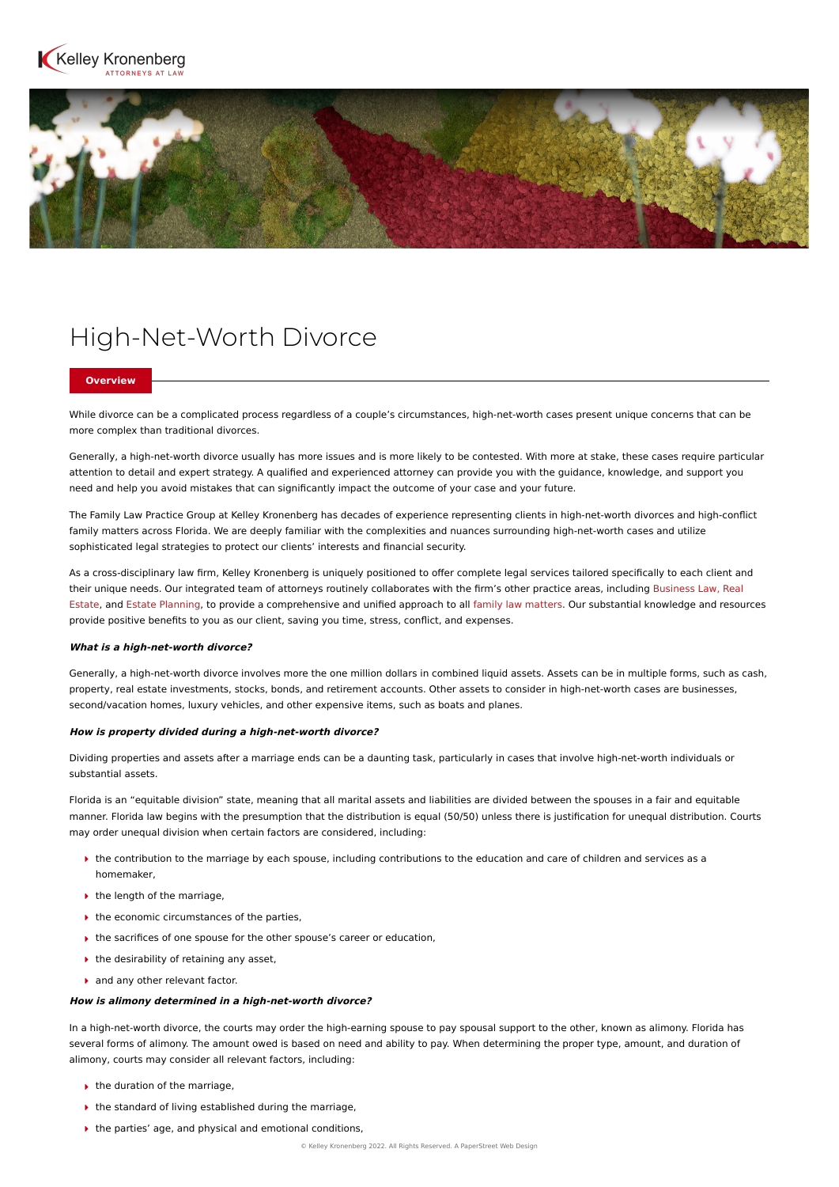Kelley Kronenberg
ATTORNEYS AT LAW

# High-Net-Worth Divorce

## Overview

While divorce can be a complicated process regardless of a couple's circumstances, high-net-worth cases present unique concerns that can be more complex than traditional divorces.

Generally, a high-net-worth divorce usually has more issues and is more likely to be contested. With more at stake, these cases require particular attention to detail and expert strategy. A qualified and experienced attorney can provide you with the guidance, knowledge, and support you need and help you avoid mistakes that can significantly impact the outcome of your case and your future.

The Family Law Practice Group at Kelley Kronenberg has decades of experience representing clients in high-net-worth divorces and high-conflict family matters across Florida. We are deeply familiar with the complexities and nuances surrounding high-net-worth cases and utilize sophisticated legal strategies to protect our clients' interests and financial security.

As a cross-disciplinary law firm, Kelley Kronenberg is uniquely positioned to offer complete legal services tailored specifically to each client and their unique needs. Our integrated team of attorneys routinely collaborates with the firm's other practice areas, including Business Law, Real Estate, and Estate Planning, to provide a comprehensive and unified approach to all family law matters. Our substantial knowledge and resources provide positive benefits to you as our client, saving you time, stress, conflict, and expenses.

***What is a high-net-worth divorce?***

Generally, a high-net-worth divorce involves more the one million dollars in combined liquid assets. Assets can be in multiple forms, such as cash, property, real estate investments, stocks, bonds, and retirement accounts. Other assets to consider in high-net-worth cases are businesses, second/vacation homes, luxury vehicles, and other expensive items, such as boats and planes.

***How is property divided during a high-net-worth divorce?***

Dividing properties and assets after a marriage ends can be a daunting task, particularly in cases that involve high-net-worth individuals or substantial assets.

Florida is an "equitable division" state, meaning that all marital assets and liabilities are divided between the spouses in a fair and equitable manner. Florida law begins with the presumption that the distribution is equal (50/50) unless there is justification for unequal distribution. Courts may order unequal division when certain factors are considered, including:

- the contribution to the marriage by each spouse, including contributions to the education and care of children and services as a homemaker,
- the length of the marriage,
- the economic circumstances of the parties,
- the sacrifices of one spouse for the other spouse's career or education,
- the desirability of retaining any asset,
- and any other relevant factor.

***How is alimony determined in a high-net-worth divorce?***

In a high-net-worth divorce, the courts may order the high-earning spouse to pay spousal support to the other, known as alimony. Florida has several forms of alimony. The amount owed is based on need and ability to pay. When determining the proper type, amount, and duration of alimony, courts may consider all relevant factors, including:

- the duration of the marriage,
- the standard of living established during the marriage,
- the parties' age, and physical and emotional conditions,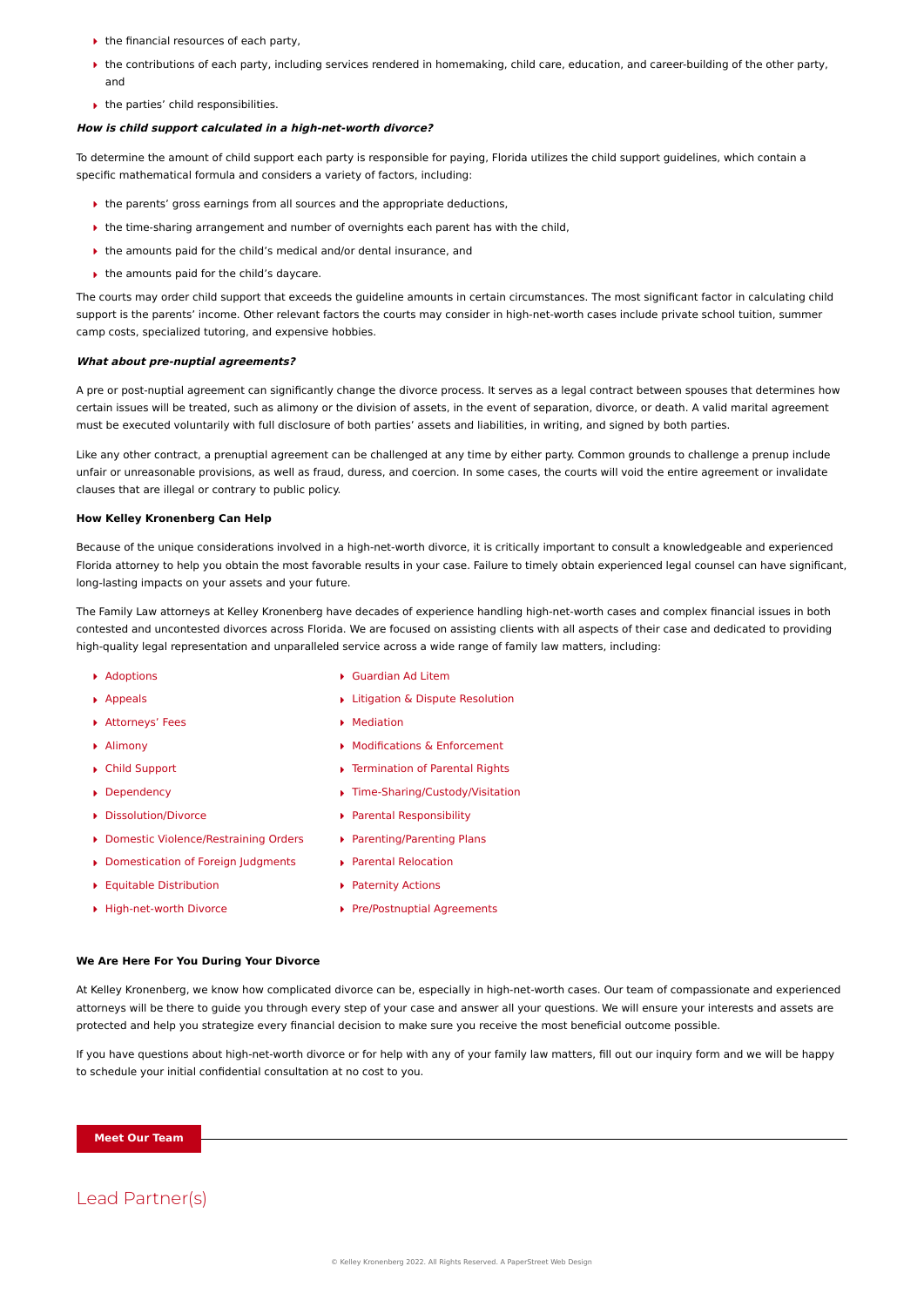- the financial resources of each party,
- the contributions of each party, including services rendered in homemaking, child care, education, and career-building of the other party, and
- the parties' child responsibilities.

***How is child support calculated in a high-net-worth divorce?***

To determine the amount of child support each party is responsible for paying, Florida utilizes the child support guidelines, which contain a specific mathematical formula and considers a variety of factors, including:

- the parents' gross earnings from all sources and the appropriate deductions,
- the time-sharing arrangement and number of overnights each parent has with the child,
- the amounts paid for the child's medical and/or dental insurance, and
- the amounts paid for the child's daycare.

The courts may order child support that exceeds the guideline amounts in certain circumstances. The most significant factor in calculating child support is the parents' income. Other relevant factors the courts may consider in high-net-worth cases include private school tuition, summer camp costs, specialized tutoring, and expensive hobbies.

***What about pre-nuptial agreements?***

A pre or post-nuptial agreement can significantly change the divorce process. It serves as a legal contract between spouses that determines how certain issues will be treated, such as alimony or the division of assets, in the event of separation, divorce, or death. A valid marital agreement must be executed voluntarily with full disclosure of both parties' assets and liabilities, in writing, and signed by both parties.

Like any other contract, a prenuptial agreement can be challenged at any time by either party. Common grounds to challenge a prenup include unfair or unreasonable provisions, as well as fraud, duress, and coercion. In some cases, the courts will void the entire agreement or invalidate clauses that are illegal or contrary to public policy.

**How Kelley Kronenberg Can Help**

Because of the unique considerations involved in a high-net-worth divorce, it is critically important to consult a knowledgeable and experienced Florida attorney to help you obtain the most favorable results in your case. Failure to timely obtain experienced legal counsel can have significant, long-lasting impacts on your assets and your future.

The Family Law attorneys at Kelley Kronenberg have decades of experience handling high-net-worth cases and complex financial issues in both contested and uncontested divorces across Florida. We are focused on assisting clients with all aspects of their case and dedicated to providing high-quality legal representation and unparalleled service across a wide range of family law matters, including:

- Adoptions
- Appeals
- Attorneys' Fees
- Alimony
- Child Support
- Dependency
- Dissolution/Divorce
- Domestic Violence/Restraining Orders
- Domestication of Foreign Judgments
- Equitable Distribution
- High-net-worth Divorce
- Guardian Ad Litem
- Litigation & Dispute Resolution
- Mediation
- Modifications & Enforcement
- Termination of Parental Rights
- Time-Sharing/Custody/Visitation
- Parental Responsibility
- Parenting/Parenting Plans
- Parental Relocation
- Paternity Actions
- Pre/Postnuptial Agreements

**We Are Here For You During Your Divorce**

At Kelley Kronenberg, we know how complicated divorce can be, especially in high-net-worth cases. Our team of compassionate and experienced attorneys will be there to guide you through every step of your case and answer all your questions. We will ensure your interests and assets are protected and help you strategize every financial decision to make sure you receive the most beneficial outcome possible.

If you have questions about high-net-worth divorce or for help with any of your family law matters, fill out our inquiry form and we will be happy to schedule your initial confidential consultation at no cost to you.

**Meet Our Team**

## Lead Partner(s)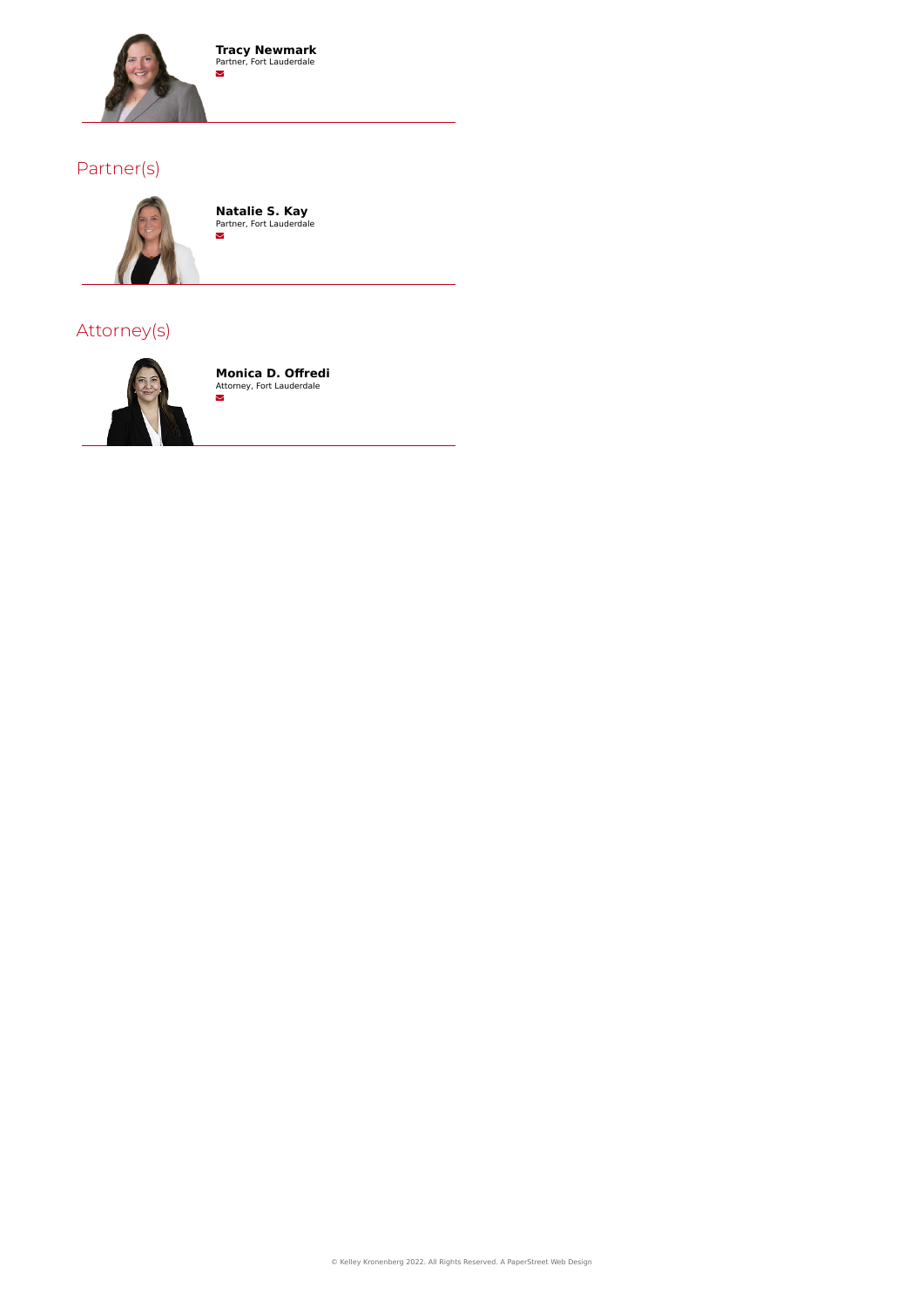**Tracy Newmark**
Partner, Fort Lauderdale

## Partner(s)

**Natalie S. Kay**
Partner, Fort Lauderdale

## Attorney(s)

**Monica D. Offredi**
Attorney, Fort Lauderdale

© Kelley Kronenberg 2022. All Rights Reserved. A PaperStreet Web Design